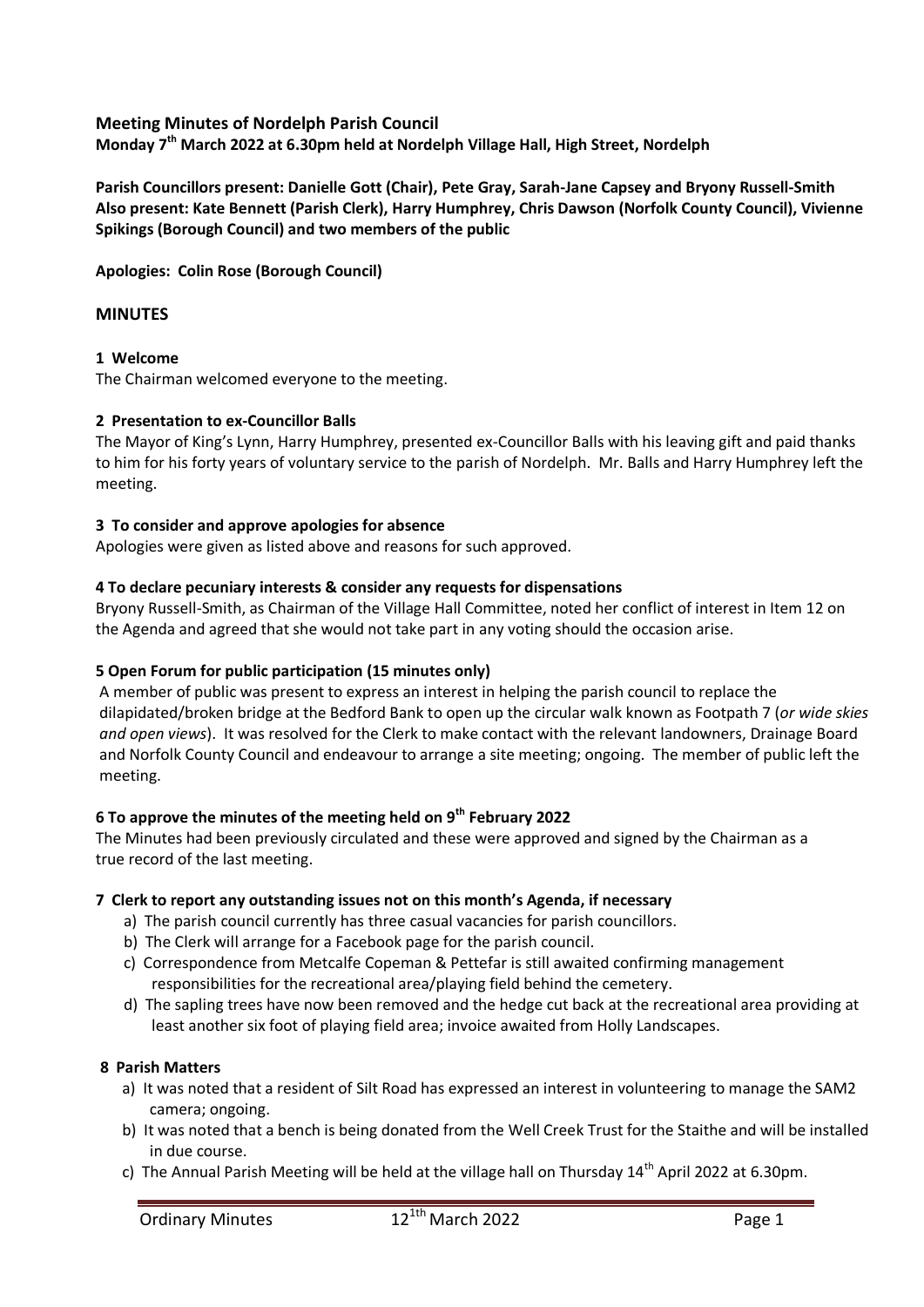## Meeting Minutes of Nordelph Parish Council

**Monday 7th March 2022 at 6.30pm held at Nordelph Village Hall, High Street, Nordelph**

**Parish Councillors present: Danielle Gott (Chair), Pete Gray, Sarah-Jane Capsey and Bryony Russell-Smith Also present: Kate Bennett (Parish Clerk), Harry Humphrey, Chris Dawson (Norfolk County Council), Vivienne Spikings (Borough Council) and two members of the public**

**Apologies: Colin Rose (Borough Council)**

## MINUTES

### 1 Welcome

The Chairman welcomed everyone to the meeting.

### 2 Presentation to ex-Councillor Balls

The Mayor of King's Lynn, Harry Humphrey, presented ex-Councillor Balls with his leaving gift and paid thanks to him for his forty years of voluntary service to the parish of Nordelph. Mr. Balls and Harry Humphrey left the meeting.

### 3 To consider and approve apologies for absence

Apologies were given as listed above and reasons for such approved.

### 4 To declare pecuniary interests & consider any requests for dispensations

Bryony Russell-Smith, as Chairman of the Village Hall Committee, noted her conflict of interest in Item 12 on the Agenda and agreed that she would not take part in any voting should the occasion arise.

### 5 Open Forum for public participation (15 minutes only)

A member of public was present to express an interest in helping the parish council to replace the dilapidated/broken bridge at the Bedford Bank to open up the circular walk known as Footpath 7 (*or wide skies and open views*). It was resolved for the Clerk to make contact with the relevant landowners, Drainage Board and Norfolk County Council and endeavour to arrange a site meeting; ongoing. The member of public left the meeting.

### 6 To approve the minutes of the meeting held on 9th February 2022

The Minutes had been previously circulated and these were approved and signed by the Chairman as a true record of the last meeting.

### 7 Clerk to report any outstanding issues not on this month's Agenda, if necessary

a) The parish council currently has three casual vacancies for parish councillors.
b) The Clerk will arrange for a Facebook page for the parish council.
c) Correspondence from Metcalfe Copeman & Pettefar is still awaited confirming management responsibilities for the recreational area/playing field behind the cemetery.
d) The sapling trees have now been removed and the hedge cut back at the recreational area providing at least another six foot of playing field area; invoice awaited from Holly Landscapes.

### 8 Parish Matters

a) It was noted that a resident of Silt Road has expressed an interest in volunteering to manage the SAM2 camera; ongoing.
b) It was noted that a bench is being donated from the Well Creek Trust for the Staithe and will be installed in due course.
c) The Annual Parish Meeting will be held at the village hall on Thursday 14th April 2022 at 6.30pm.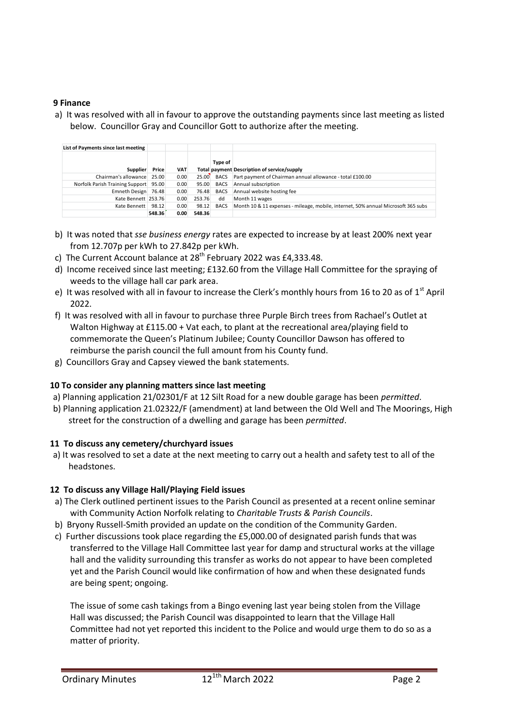**9 Finance**

a) It was resolved with all in favour to approve the outstanding payments since last meeting as listed below. Councillor Gray and Councillor Gott to authorize after the meeting.

| List of Payments since last meeting | | | | | |
|---|---|---|---|---|---|
| **Supplier** | **Price** | **VAT** | **Total** | **Type of payment** | **Description of service/supply** |
| Chairman's allowance | 25.00 | 0.00 | 25.00 | BACS | Part payment of Chairman annual allowance - total £100.00 |
| Norfolk Parish Training Support | 95.00 | 0.00 | 95.00 | BACS | Annual subscription |
| Emneth Design | 76.48 | 0.00 | 76.48 | BACS | Annual website hosting fee |
| Kate Bennett | 253.76 | 0.00 | 253.76 | dd | Month 11 wages |
| Kate Bennett | 98.12 | 0.00 | 98.12 | BACS | Month 10 & 11 expenses - mileage, mobile, internet, 50% annual Microsoft 365 subs |
| | **548.36** | **0.00** | **548.36** | | |

b) It was noted that *sse business energy* rates are expected to increase by at least 200% next year from 12.707p per kWh to 27.842p per kWh.

c) The Current Account balance at 28th February 2022 was £4,333.48.

d) Income received since last meeting; £132.60 from the Village Hall Committee for the spraying of weeds to the village hall car park area.

e) It was resolved with all in favour to increase the Clerk's monthly hours from 16 to 20 as of 1st April 2022.

f) It was resolved with all in favour to purchase three Purple Birch trees from Rachael's Outlet at Walton Highway at £115.00 + Vat each, to plant at the recreational area/playing field to commemorate the Queen's Platinum Jubilee; County Councillor Dawson has offered to reimburse the parish council the full amount from his County fund.

g) Councillors Gray and Capsey viewed the bank statements.

**10 To consider any planning matters since last meeting**

a) Planning application 21/02301/F at 12 Silt Road for a new double garage has been *permitted*.

b) Planning application 21.02322/F (amendment) at land between the Old Well and The Moorings, High street for the construction of a dwelling and garage has been *permitted*.

**11 To discuss any cemetery/churchyard issues**

a) It was resolved to set a date at the next meeting to carry out a health and safety test to all of the headstones.

**12 To discuss any Village Hall/Playing Field issues**

a) The Clerk outlined pertinent issues to the Parish Council as presented at a recent online seminar with Community Action Norfolk relating to *Charitable Trusts & Parish Councils*.

b) Bryony Russell-Smith provided an update on the condition of the Community Garden.

c) Further discussions took place regarding the £5,000.00 of designated parish funds that was transferred to the Village Hall Committee last year for damp and structural works at the village hall and the validity surrounding this transfer as works do not appear to have been completed yet and the Parish Council would like confirmation of how and when these designated funds are being spent; ongoing.

The issue of some cash takings from a Bingo evening last year being stolen from the Village Hall was discussed; the Parish Council was disappointed to learn that the Village Hall Committee had not yet reported this incident to the Police and would urge them to do so as a matter of priority.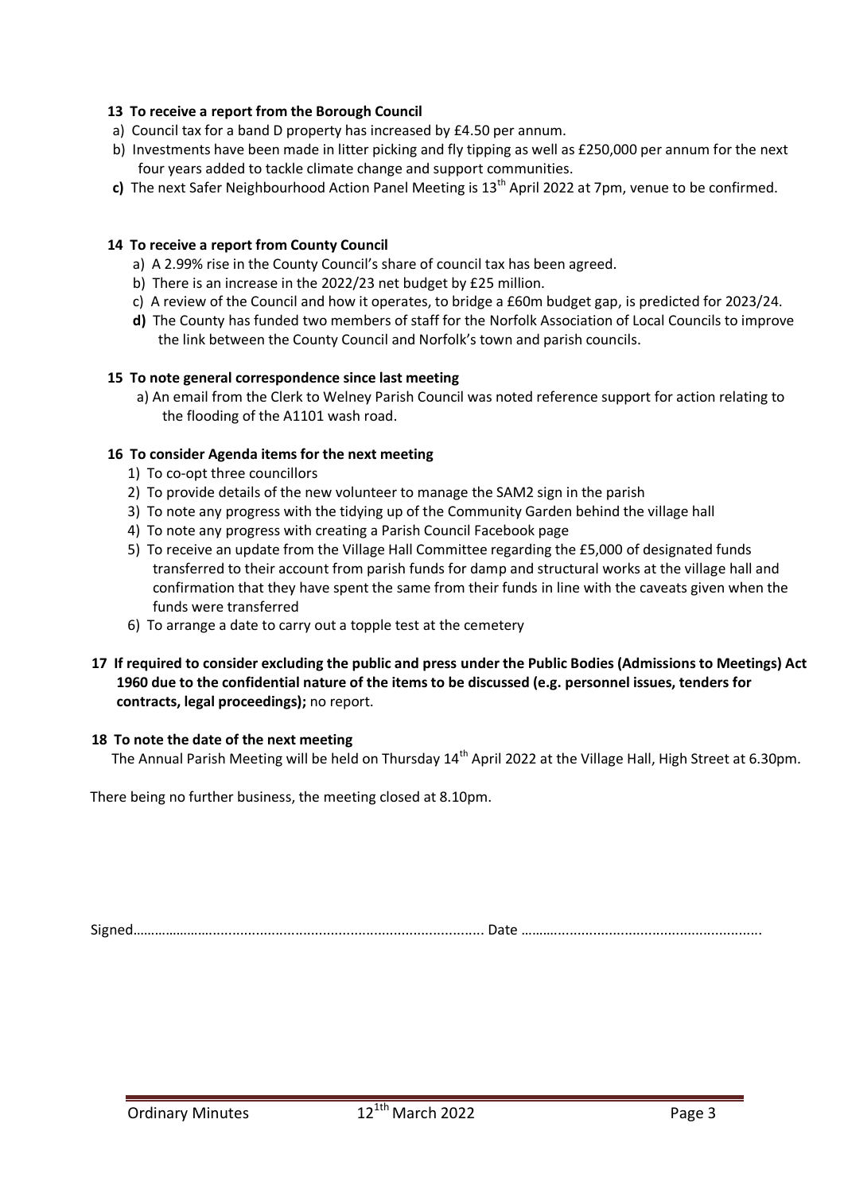**13 To receive a report from the Borough Council**

a) Council tax for a band D property has increased by £4.50 per annum.
b) Investments have been made in litter picking and fly tipping as well as £250,000 per annum for the next four years added to tackle climate change and support communities.
**c)** The next Safer Neighbourhood Action Panel Meeting is 13th April 2022 at 7pm, venue to be confirmed.

**14 To receive a report from County Council**

a) A 2.99% rise in the County Council's share of council tax has been agreed.
b) There is an increase in the 2022/23 net budget by £25 million.
c) A review of the Council and how it operates, to bridge a £60m budget gap, is predicted for 2023/24.
**d)** The County has funded two members of staff for the Norfolk Association of Local Councils to improve the link between the County Council and Norfolk's town and parish councils.

**15 To note general correspondence since last meeting**

a) An email from the Clerk to Welney Parish Council was noted reference support for action relating to the flooding of the A1101 wash road.

**16 To consider Agenda items for the next meeting**

1) To co-opt three councillors
2) To provide details of the new volunteer to manage the SAM2 sign in the parish
3) To note any progress with the tidying up of the Community Garden behind the village hall
4) To note any progress with creating a Parish Council Facebook page
5) To receive an update from the Village Hall Committee regarding the £5,000 of designated funds transferred to their account from parish funds for damp and structural works at the village hall and confirmation that they have spent the same from their funds in line with the caveats given when the funds were transferred
6) To arrange a date to carry out a topple test at the cemetery

**17 If required to consider excluding the public and press under the Public Bodies (Admissions to Meetings) Act 1960 due to the confidential nature of the items to be discussed (e.g. personnel issues, tenders for contracts, legal proceedings);** no report.

**18 To note the date of the next meeting**

The Annual Parish Meeting will be held on Thursday 14th April 2022 at the Village Hall, High Street at 6.30pm.

There being no further business, the meeting closed at 8.10pm.

Signed…………………………………………………………………………… Date ……………………………………………………